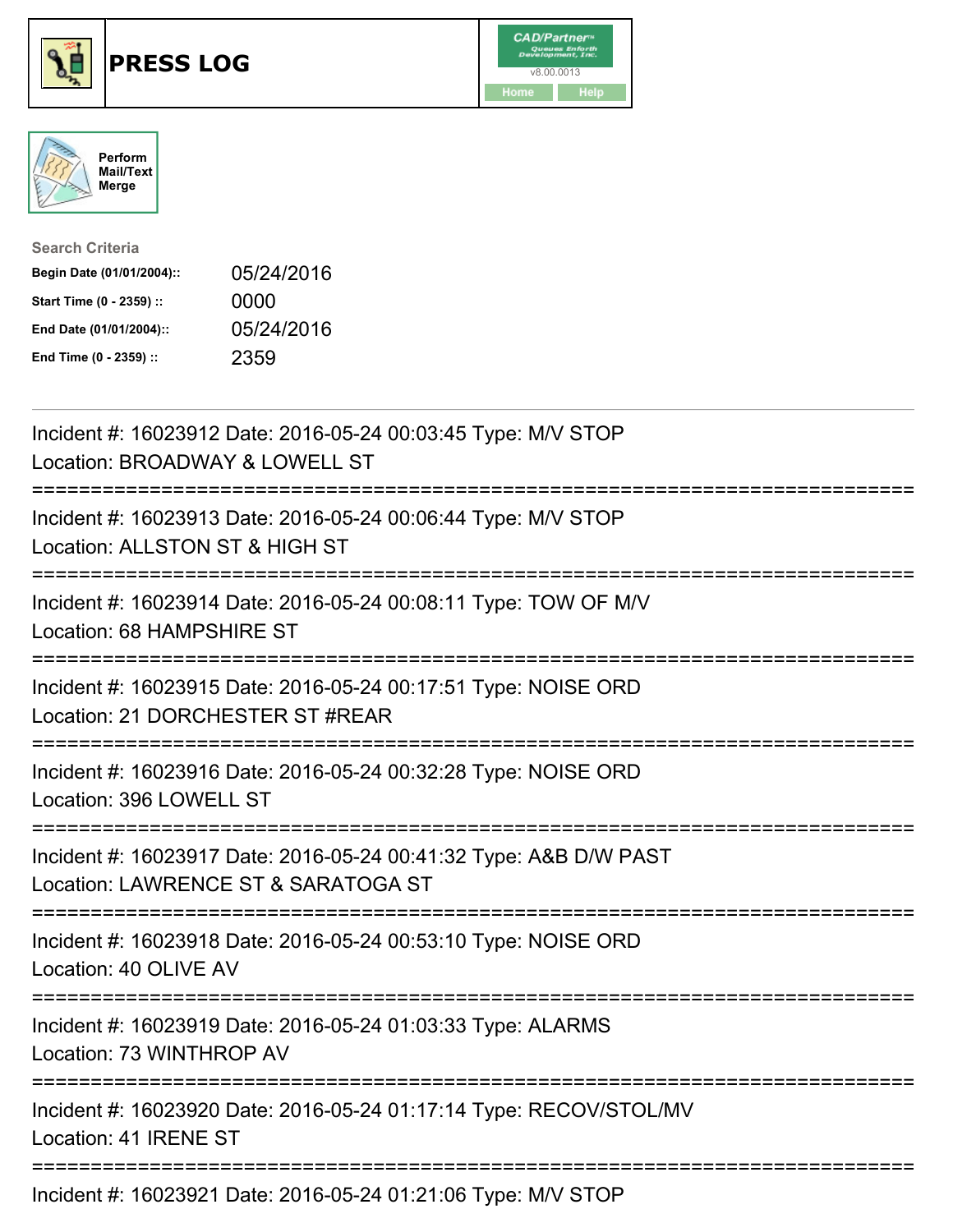# PRESS LOG

CAD/Partner™ v8.00.0013

Home Help

Perform Mail/Text Merge

**Search Criteria**

| | |
|---|---|
| **Begin Date (01/01/2004)::** | 05/24/2016 |
| **Start Time (0 - 2359) ::** | 0000 |
| **End Date (01/01/2004)::** | 05/24/2016 |
| **End Time (0 - 2359) ::** | 2359 |

---

Incident #: 16023912 Date: 2016-05-24 00:03:45 Type: M/V STOP
Location: BROADWAY & LOWELL ST

===========================================================================

Incident #: 16023913 Date: 2016-05-24 00:06:44 Type: M/V STOP
Location: ALLSTON ST & HIGH ST

===========================================================================

Incident #: 16023914 Date: 2016-05-24 00:08:11 Type: TOW OF M/V
Location: 68 HAMPSHIRE ST

===========================================================================

Incident #: 16023915 Date: 2016-05-24 00:17:51 Type: NOISE ORD
Location: 21 DORCHESTER ST #REAR

===========================================================================

Incident #: 16023916 Date: 2016-05-24 00:32:28 Type: NOISE ORD
Location: 396 LOWELL ST

===========================================================================

Incident #: 16023917 Date: 2016-05-24 00:41:32 Type: A&B D/W PAST
Location: LAWRENCE ST & SARATOGA ST

===========================================================================

Incident #: 16023918 Date: 2016-05-24 00:53:10 Type: NOISE ORD
Location: 40 OLIVE AV

===========================================================================

Incident #: 16023919 Date: 2016-05-24 01:03:33 Type: ALARMS
Location: 73 WINTHROP AV

===========================================================================

Incident #: 16023920 Date: 2016-05-24 01:17:14 Type: RECOV/STOL/MV
Location: 41 IRENE ST

===========================================================================

Incident #: 16023921 Date: 2016-05-24 01:21:06 Type: M/V STOP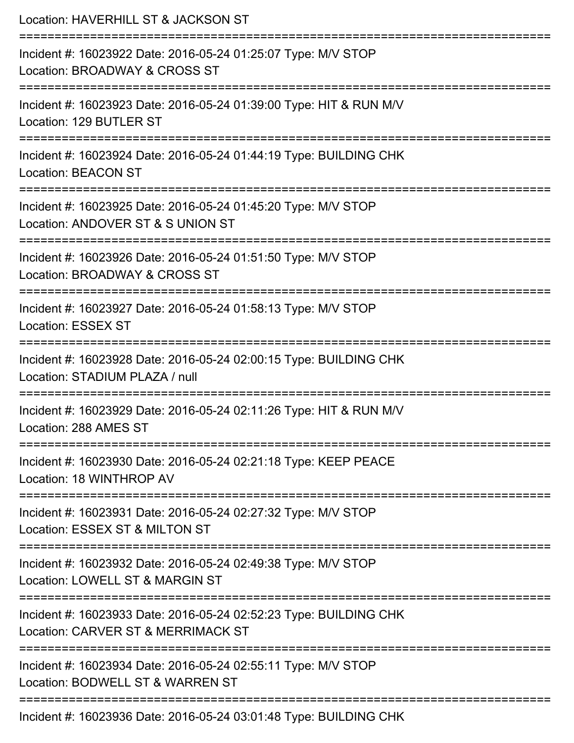Location: HAVERHILL ST & JACKSON ST

===========================================================================

Incident #: 16023922 Date: 2016-05-24 01:25:07 Type: M/V STOP
Location: BROADWAY & CROSS ST

===========================================================================

Incident #: 16023923 Date: 2016-05-24 01:39:00 Type: HIT & RUN M/V
Location: 129 BUTLER ST

===========================================================================

Incident #: 16023924 Date: 2016-05-24 01:44:19 Type: BUILDING CHK
Location: BEACON ST

===========================================================================

Incident #: 16023925 Date: 2016-05-24 01:45:20 Type: M/V STOP
Location: ANDOVER ST & S UNION ST

===========================================================================

Incident #: 16023926 Date: 2016-05-24 01:51:50 Type: M/V STOP
Location: BROADWAY & CROSS ST

===========================================================================

Incident #: 16023927 Date: 2016-05-24 01:58:13 Type: M/V STOP
Location: ESSEX ST

===========================================================================

Incident #: 16023928 Date: 2016-05-24 02:00:15 Type: BUILDING CHK
Location: STADIUM PLAZA / null

===========================================================================

Incident #: 16023929 Date: 2016-05-24 02:11:26 Type: HIT & RUN M/V
Location: 288 AMES ST

===========================================================================

Incident #: 16023930 Date: 2016-05-24 02:21:18 Type: KEEP PEACE
Location: 18 WINTHROP AV

===========================================================================

Incident #: 16023931 Date: 2016-05-24 02:27:32 Type: M/V STOP
Location: ESSEX ST & MILTON ST

===========================================================================

Incident #: 16023932 Date: 2016-05-24 02:49:38 Type: M/V STOP
Location: LOWELL ST & MARGIN ST

===========================================================================

Incident #: 16023933 Date: 2016-05-24 02:52:23 Type: BUILDING CHK
Location: CARVER ST & MERRIMACK ST

===========================================================================

Incident #: 16023934 Date: 2016-05-24 02:55:11 Type: M/V STOP
Location: BODWELL ST & WARREN ST

===========================================================================

Incident #: 16023936 Date: 2016-05-24 03:01:48 Type: BUILDING CHK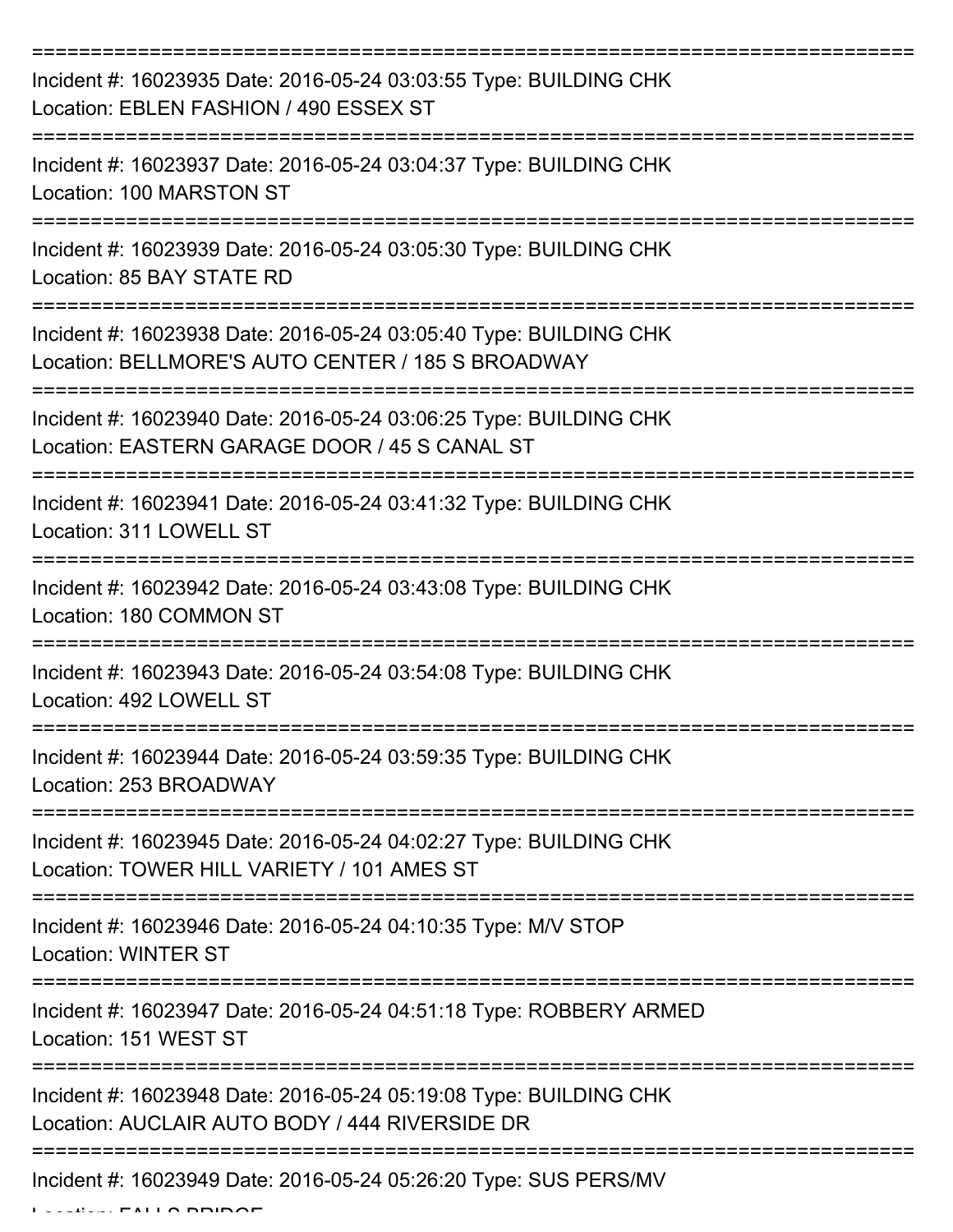===========================================================================

Incident #: 16023935 Date: 2016-05-24 03:03:55 Type: BUILDING CHK
Location: EBLEN FASHION / 490 ESSEX ST

===========================================================================

Incident #: 16023937 Date: 2016-05-24 03:04:37 Type: BUILDING CHK
Location: 100 MARSTON ST

===========================================================================

Incident #: 16023939 Date: 2016-05-24 03:05:30 Type: BUILDING CHK
Location: 85 BAY STATE RD

===========================================================================

Incident #: 16023938 Date: 2016-05-24 03:05:40 Type: BUILDING CHK
Location: BELLMORE'S AUTO CENTER / 185 S BROADWAY

===========================================================================

Incident #: 16023940 Date: 2016-05-24 03:06:25 Type: BUILDING CHK
Location: EASTERN GARAGE DOOR / 45 S CANAL ST

===========================================================================

Incident #: 16023941 Date: 2016-05-24 03:41:32 Type: BUILDING CHK
Location: 311 LOWELL ST

===========================================================================

Incident #: 16023942 Date: 2016-05-24 03:43:08 Type: BUILDING CHK
Location: 180 COMMON ST

===========================================================================

Incident #: 16023943 Date: 2016-05-24 03:54:08 Type: BUILDING CHK
Location: 492 LOWELL ST

===========================================================================

Incident #: 16023944 Date: 2016-05-24 03:59:35 Type: BUILDING CHK
Location: 253 BROADWAY

===========================================================================

Incident #: 16023945 Date: 2016-05-24 04:02:27 Type: BUILDING CHK
Location: TOWER HILL VARIETY / 101 AMES ST

===========================================================================

Incident #: 16023946 Date: 2016-05-24 04:10:35 Type: M/V STOP
Location: WINTER ST

===========================================================================

Incident #: 16023947 Date: 2016-05-24 04:51:18 Type: ROBBERY ARMED
Location: 151 WEST ST

===========================================================================

Incident #: 16023948 Date: 2016-05-24 05:19:08 Type: BUILDING CHK
Location: AUCLAIR AUTO BODY / 444 RIVERSIDE DR

===========================================================================

Incident #: 16023949 Date: 2016-05-24 05:26:20 Type: SUS PERS/MV
Location: FALLS BRIDGE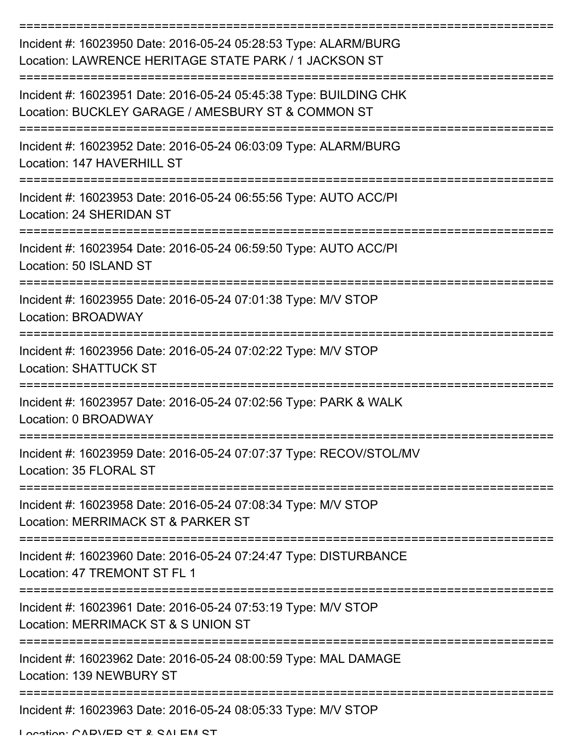Incident #: 16023950 Date: 2016-05-24 05:28:53 Type: ALARM/BURG
Location: LAWRENCE HERITAGE STATE PARK / 1 JACKSON ST

Incident #: 16023951 Date: 2016-05-24 05:45:38 Type: BUILDING CHK
Location: BUCKLEY GARAGE / AMESBURY ST & COMMON ST

Incident #: 16023952 Date: 2016-05-24 06:03:09 Type: ALARM/BURG
Location: 147 HAVERHILL ST

Incident #: 16023953 Date: 2016-05-24 06:55:56 Type: AUTO ACC/PI
Location: 24 SHERIDAN ST

Incident #: 16023954 Date: 2016-05-24 06:59:50 Type: AUTO ACC/PI
Location: 50 ISLAND ST

Incident #: 16023955 Date: 2016-05-24 07:01:38 Type: M/V STOP
Location: BROADWAY

Incident #: 16023956 Date: 2016-05-24 07:02:22 Type: M/V STOP
Location: SHATTUCK ST

Incident #: 16023957 Date: 2016-05-24 07:02:56 Type: PARK & WALK
Location: 0 BROADWAY

Incident #: 16023959 Date: 2016-05-24 07:07:37 Type: RECOV/STOL/MV
Location: 35 FLORAL ST

Incident #: 16023958 Date: 2016-05-24 07:08:34 Type: M/V STOP
Location: MERRIMACK ST & PARKER ST

Incident #: 16023960 Date: 2016-05-24 07:24:47 Type: DISTURBANCE
Location: 47 TREMONT ST FL 1

Incident #: 16023961 Date: 2016-05-24 07:53:19 Type: M/V STOP
Location: MERRIMACK ST & S UNION ST

Incident #: 16023962 Date: 2016-05-24 08:00:59 Type: MAL DAMAGE
Location: 139 NEWBURY ST

Incident #: 16023963 Date: 2016-05-24 08:05:33 Type: M/V STOP
Location: CARVER ST & SALEM ST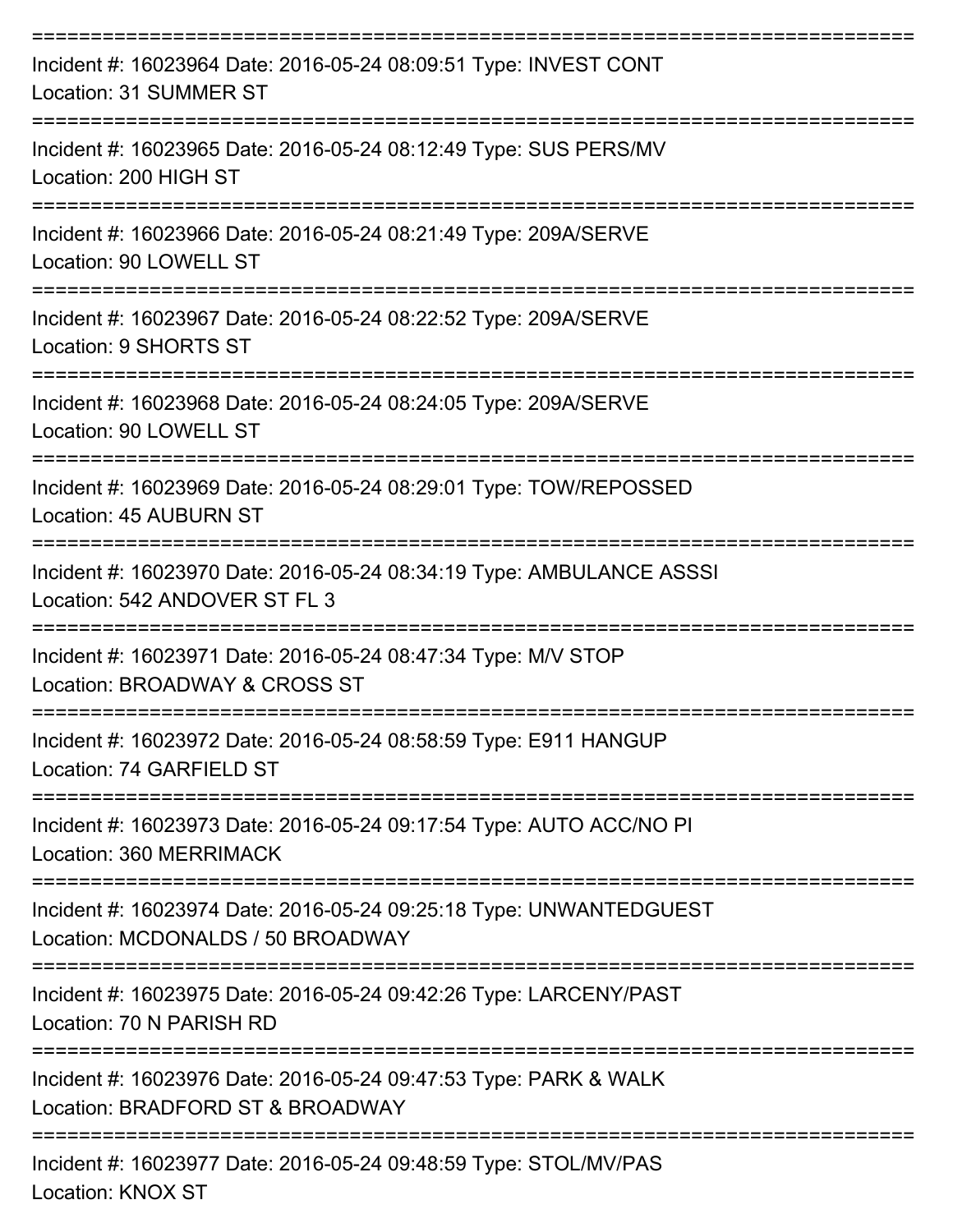===========================================================================

Incident #: 16023964 Date: 2016-05-24 08:09:51 Type: INVEST CONT
Location: 31 SUMMER ST

===========================================================================

Incident #: 16023965 Date: 2016-05-24 08:12:49 Type: SUS PERS/MV
Location: 200 HIGH ST

===========================================================================

Incident #: 16023966 Date: 2016-05-24 08:21:49 Type: 209A/SERVE
Location: 90 LOWELL ST

===========================================================================

Incident #: 16023967 Date: 2016-05-24 08:22:52 Type: 209A/SERVE
Location: 9 SHORTS ST

===========================================================================

Incident #: 16023968 Date: 2016-05-24 08:24:05 Type: 209A/SERVE
Location: 90 LOWELL ST

===========================================================================

Incident #: 16023969 Date: 2016-05-24 08:29:01 Type: TOW/REPOSSED
Location: 45 AUBURN ST

===========================================================================

Incident #: 16023970 Date: 2016-05-24 08:34:19 Type: AMBULANCE ASSSI
Location: 542 ANDOVER ST FL 3

===========================================================================

Incident #: 16023971 Date: 2016-05-24 08:47:34 Type: M/V STOP
Location: BROADWAY & CROSS ST

===========================================================================

Incident #: 16023972 Date: 2016-05-24 08:58:59 Type: E911 HANGUP
Location: 74 GARFIELD ST

===========================================================================

Incident #: 16023973 Date: 2016-05-24 09:17:54 Type: AUTO ACC/NO PI
Location: 360 MERRIMACK

===========================================================================

Incident #: 16023974 Date: 2016-05-24 09:25:18 Type: UNWANTEDGUEST
Location: MCDONALDS / 50 BROADWAY

===========================================================================

Incident #: 16023975 Date: 2016-05-24 09:42:26 Type: LARCENY/PAST
Location: 70 N PARISH RD

===========================================================================

Incident #: 16023976 Date: 2016-05-24 09:47:53 Type: PARK & WALK
Location: BRADFORD ST & BROADWAY

===========================================================================

Incident #: 16023977 Date: 2016-05-24 09:48:59 Type: STOL/MV/PAS
Location: KNOX ST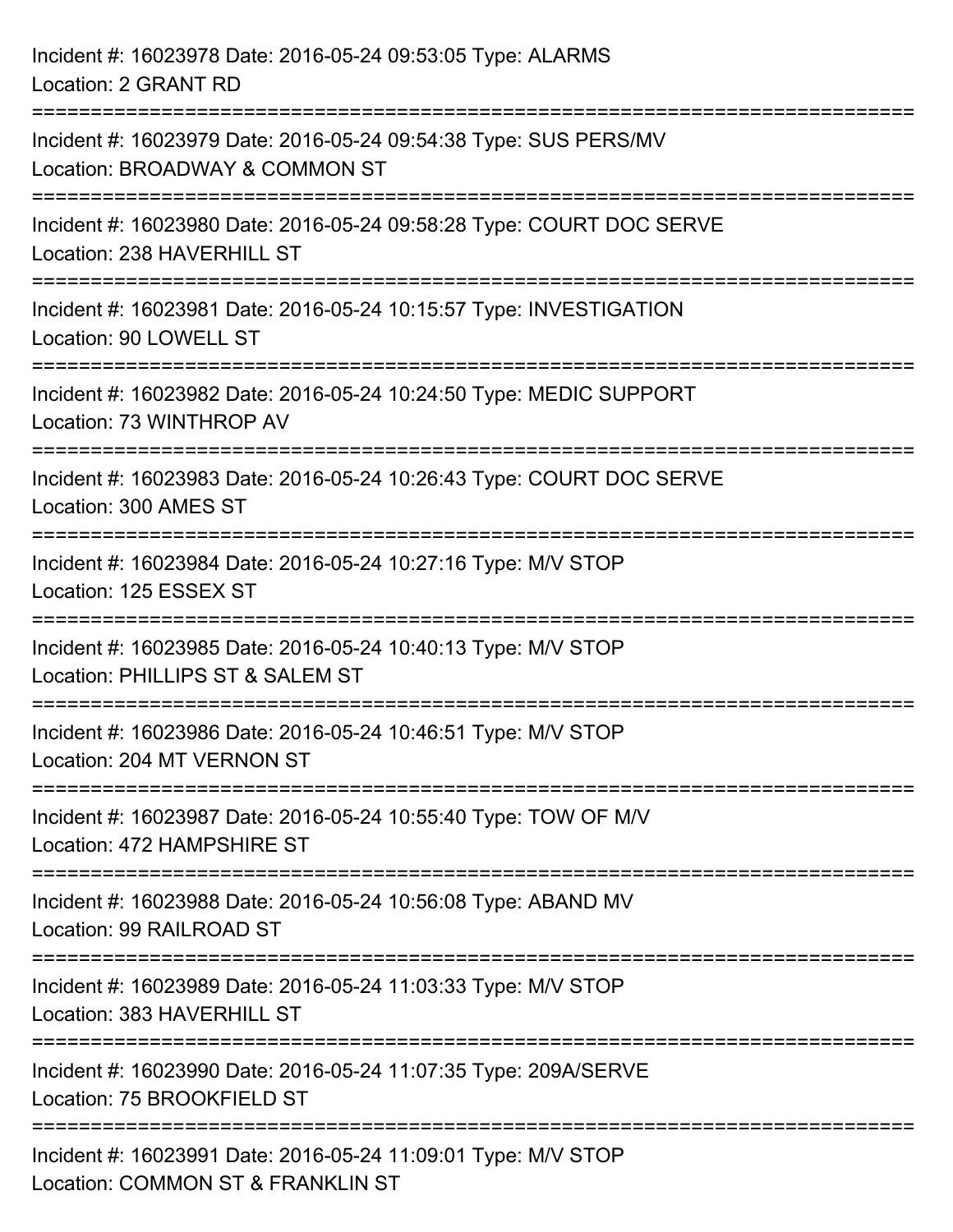Incident #: 16023978 Date: 2016-05-24 09:53:05 Type: ALARMS
Location: 2 GRANT RD

===========================================================================

Incident #: 16023979 Date: 2016-05-24 09:54:38 Type: SUS PERS/MV
Location: BROADWAY & COMMON ST

===========================================================================

Incident #: 16023980 Date: 2016-05-24 09:58:28 Type: COURT DOC SERVE
Location: 238 HAVERHILL ST

===========================================================================

Incident #: 16023981 Date: 2016-05-24 10:15:57 Type: INVESTIGATION
Location: 90 LOWELL ST

===========================================================================

Incident #: 16023982 Date: 2016-05-24 10:24:50 Type: MEDIC SUPPORT
Location: 73 WINTHROP AV

===========================================================================

Incident #: 16023983 Date: 2016-05-24 10:26:43 Type: COURT DOC SERVE
Location: 300 AMES ST

===========================================================================

Incident #: 16023984 Date: 2016-05-24 10:27:16 Type: M/V STOP
Location: 125 ESSEX ST

===========================================================================

Incident #: 16023985 Date: 2016-05-24 10:40:13 Type: M/V STOP
Location: PHILLIPS ST & SALEM ST

===========================================================================

Incident #: 16023986 Date: 2016-05-24 10:46:51 Type: M/V STOP
Location: 204 MT VERNON ST

===========================================================================

Incident #: 16023987 Date: 2016-05-24 10:55:40 Type: TOW OF M/V
Location: 472 HAMPSHIRE ST

===========================================================================

Incident #: 16023988 Date: 2016-05-24 10:56:08 Type: ABAND MV
Location: 99 RAILROAD ST

===========================================================================

Incident #: 16023989 Date: 2016-05-24 11:03:33 Type: M/V STOP
Location: 383 HAVERHILL ST

===========================================================================

Incident #: 16023990 Date: 2016-05-24 11:07:35 Type: 209A/SERVE
Location: 75 BROOKFIELD ST

===========================================================================

Incident #: 16023991 Date: 2016-05-24 11:09:01 Type: M/V STOP
Location: COMMON ST & FRANKLIN ST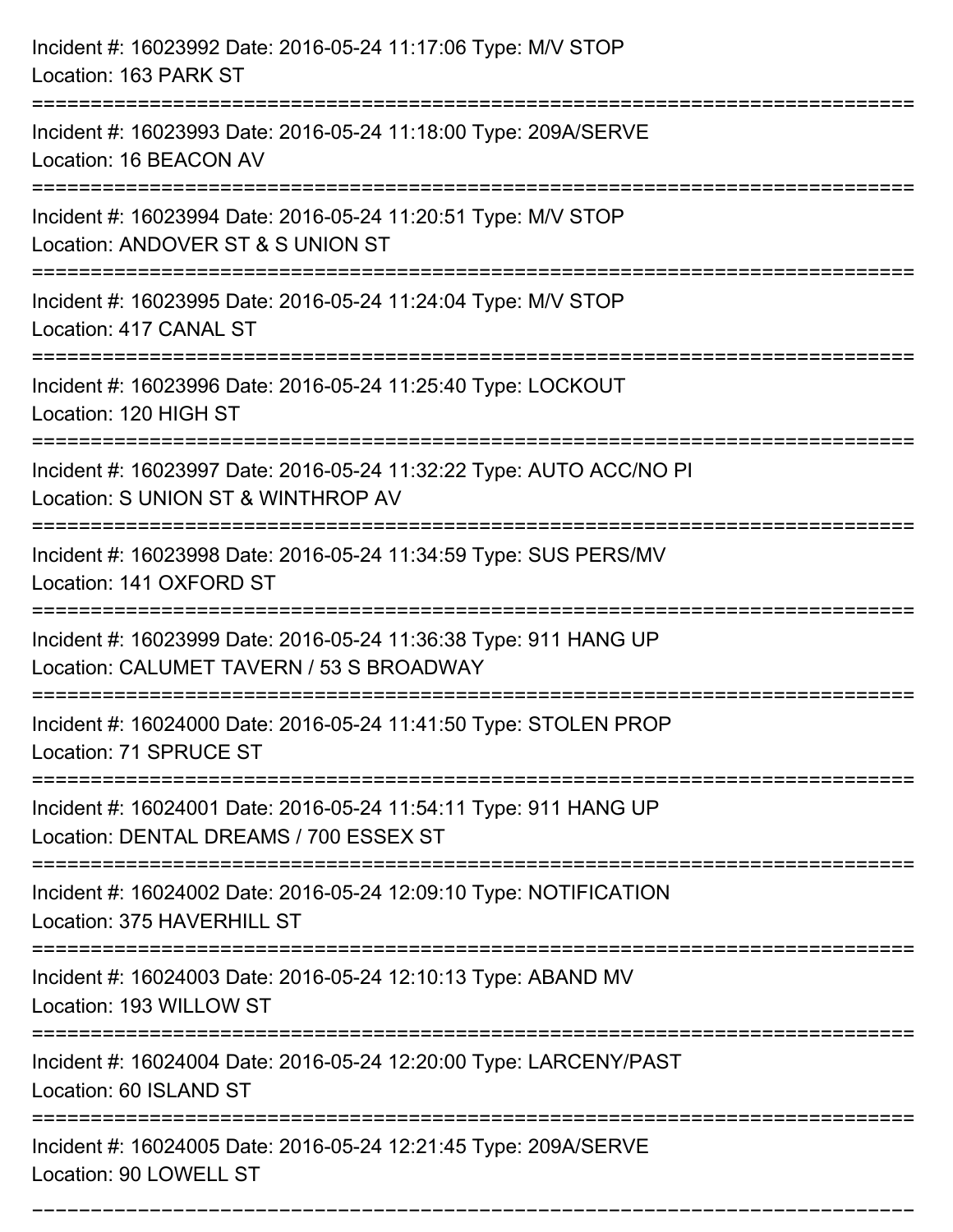Incident #: 16023992 Date: 2016-05-24 11:17:06 Type: M/V STOP
Location: 163 PARK ST

===========================================================================

Incident #: 16023993 Date: 2016-05-24 11:18:00 Type: 209A/SERVE
Location: 16 BEACON AV

===========================================================================

Incident #: 16023994 Date: 2016-05-24 11:20:51 Type: M/V STOP
Location: ANDOVER ST & S UNION ST

===========================================================================

Incident #: 16023995 Date: 2016-05-24 11:24:04 Type: M/V STOP
Location: 417 CANAL ST

===========================================================================

Incident #: 16023996 Date: 2016-05-24 11:25:40 Type: LOCKOUT
Location: 120 HIGH ST

===========================================================================

Incident #: 16023997 Date: 2016-05-24 11:32:22 Type: AUTO ACC/NO PI
Location: S UNION ST & WINTHROP AV

===========================================================================

Incident #: 16023998 Date: 2016-05-24 11:34:59 Type: SUS PERS/MV
Location: 141 OXFORD ST

===========================================================================

Incident #: 16023999 Date: 2016-05-24 11:36:38 Type: 911 HANG UP
Location: CALUMET TAVERN / 53 S BROADWAY

===========================================================================

Incident #: 16024000 Date: 2016-05-24 11:41:50 Type: STOLEN PROP
Location: 71 SPRUCE ST

===========================================================================

Incident #: 16024001 Date: 2016-05-24 11:54:11 Type: 911 HANG UP
Location: DENTAL DREAMS / 700 ESSEX ST

===========================================================================

Incident #: 16024002 Date: 2016-05-24 12:09:10 Type: NOTIFICATION
Location: 375 HAVERHILL ST

===========================================================================

Incident #: 16024003 Date: 2016-05-24 12:10:13 Type: ABAND MV
Location: 193 WILLOW ST

===========================================================================

Incident #: 16024004 Date: 2016-05-24 12:20:00 Type: LARCENY/PAST
Location: 60 ISLAND ST

===========================================================================

Incident #: 16024005 Date: 2016-05-24 12:21:45 Type: 209A/SERVE
Location: 90 LOWELL ST

===========================================================================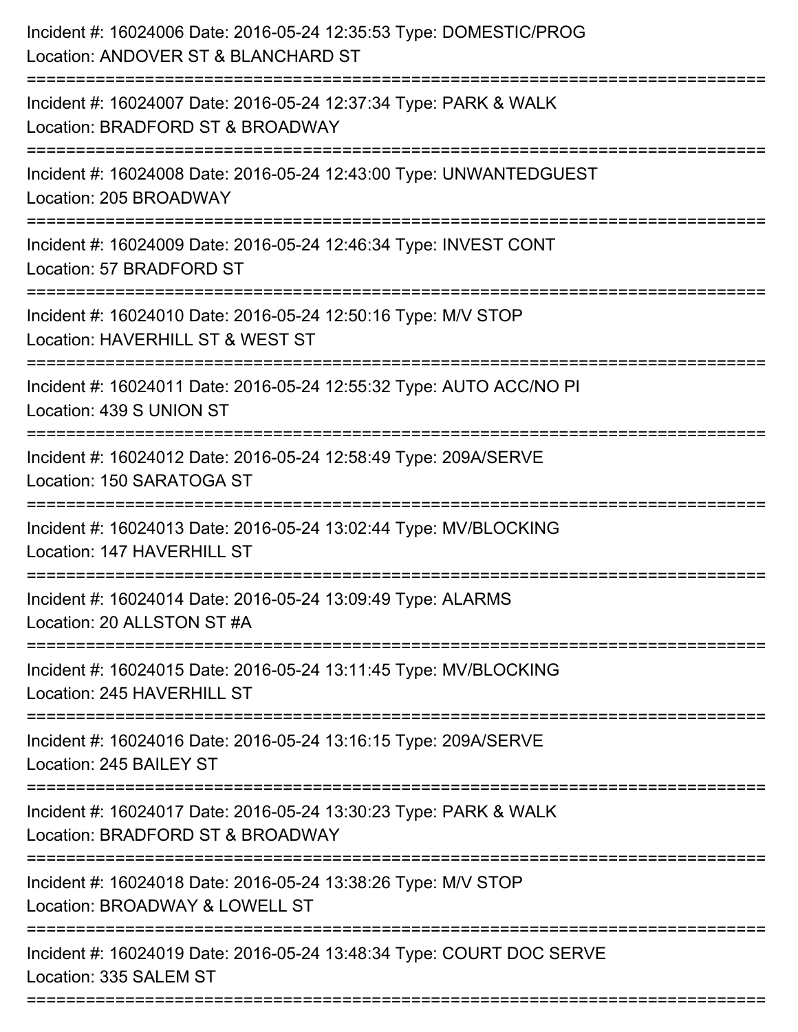Incident #: 16024006 Date: 2016-05-24 12:35:53 Type: DOMESTIC/PROG
Location: ANDOVER ST & BLANCHARD ST

===========================================================================

Incident #: 16024007 Date: 2016-05-24 12:37:34 Type: PARK & WALK
Location: BRADFORD ST & BROADWAY

===========================================================================

Incident #: 16024008 Date: 2016-05-24 12:43:00 Type: UNWANTEDGUEST
Location: 205 BROADWAY

===========================================================================

Incident #: 16024009 Date: 2016-05-24 12:46:34 Type: INVEST CONT
Location: 57 BRADFORD ST

===========================================================================

Incident #: 16024010 Date: 2016-05-24 12:50:16 Type: M/V STOP
Location: HAVERHILL ST & WEST ST

===========================================================================

Incident #: 16024011 Date: 2016-05-24 12:55:32 Type: AUTO ACC/NO PI
Location: 439 S UNION ST

===========================================================================

Incident #: 16024012 Date: 2016-05-24 12:58:49 Type: 209A/SERVE
Location: 150 SARATOGA ST

===========================================================================

Incident #: 16024013 Date: 2016-05-24 13:02:44 Type: MV/BLOCKING
Location: 147 HAVERHILL ST

===========================================================================

Incident #: 16024014 Date: 2016-05-24 13:09:49 Type: ALARMS
Location: 20 ALLSTON ST #A

===========================================================================

Incident #: 16024015 Date: 2016-05-24 13:11:45 Type: MV/BLOCKING
Location: 245 HAVERHILL ST

===========================================================================

Incident #: 16024016 Date: 2016-05-24 13:16:15 Type: 209A/SERVE
Location: 245 BAILEY ST

===========================================================================

Incident #: 16024017 Date: 2016-05-24 13:30:23 Type: PARK & WALK
Location: BRADFORD ST & BROADWAY

===========================================================================

Incident #: 16024018 Date: 2016-05-24 13:38:26 Type: M/V STOP
Location: BROADWAY & LOWELL ST

===========================================================================

Incident #: 16024019 Date: 2016-05-24 13:48:34 Type: COURT DOC SERVE
Location: 335 SALEM ST

===========================================================================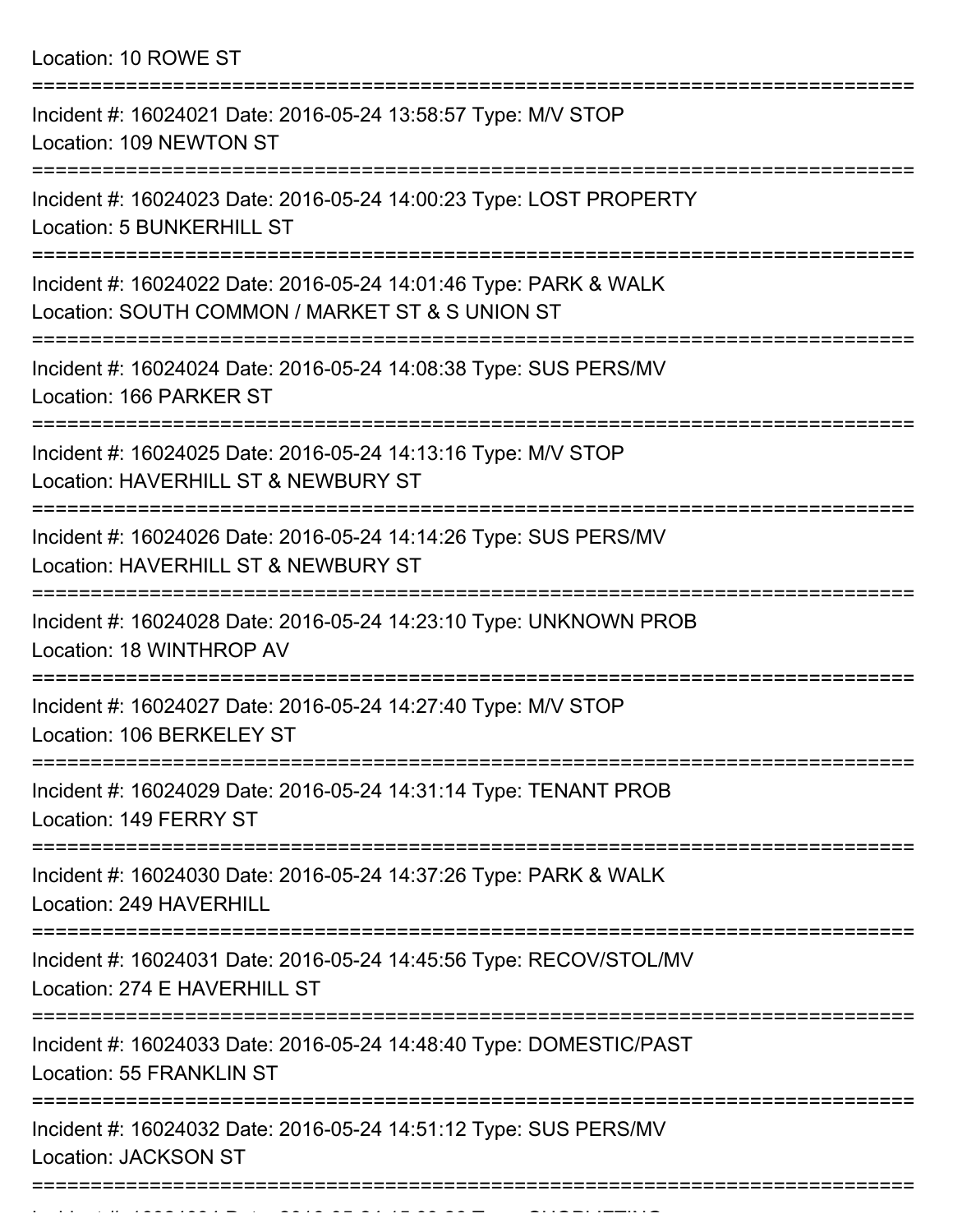Location: 10 ROWE ST

===========================================================================

Incident #: 16024021 Date: 2016-05-24 13:58:57 Type: M/V STOP
Location: 109 NEWTON ST

===========================================================================

Incident #: 16024023 Date: 2016-05-24 14:00:23 Type: LOST PROPERTY
Location: 5 BUNKERHILL ST

===========================================================================

Incident #: 16024022 Date: 2016-05-24 14:01:46 Type: PARK & WALK
Location: SOUTH COMMON / MARKET ST & S UNION ST

===========================================================================

Incident #: 16024024 Date: 2016-05-24 14:08:38 Type: SUS PERS/MV
Location: 166 PARKER ST

===========================================================================

Incident #: 16024025 Date: 2016-05-24 14:13:16 Type: M/V STOP
Location: HAVERHILL ST & NEWBURY ST

===========================================================================

Incident #: 16024026 Date: 2016-05-24 14:14:26 Type: SUS PERS/MV
Location: HAVERHILL ST & NEWBURY ST

===========================================================================

Incident #: 16024028 Date: 2016-05-24 14:23:10 Type: UNKNOWN PROB
Location: 18 WINTHROP AV

===========================================================================

Incident #: 16024027 Date: 2016-05-24 14:27:40 Type: M/V STOP
Location: 106 BERKELEY ST

===========================================================================

Incident #: 16024029 Date: 2016-05-24 14:31:14 Type: TENANT PROB
Location: 149 FERRY ST

===========================================================================

Incident #: 16024030 Date: 2016-05-24 14:37:26 Type: PARK & WALK
Location: 249 HAVERHILL

===========================================================================

Incident #: 16024031 Date: 2016-05-24 14:45:56 Type: RECOV/STOL/MV
Location: 274 E HAVERHILL ST

===========================================================================

Incident #: 16024033 Date: 2016-05-24 14:48:40 Type: DOMESTIC/PAST
Location: 55 FRANKLIN ST

===========================================================================

Incident #: 16024032 Date: 2016-05-24 14:51:12 Type: SUS PERS/MV
Location: JACKSON ST

===========================================================================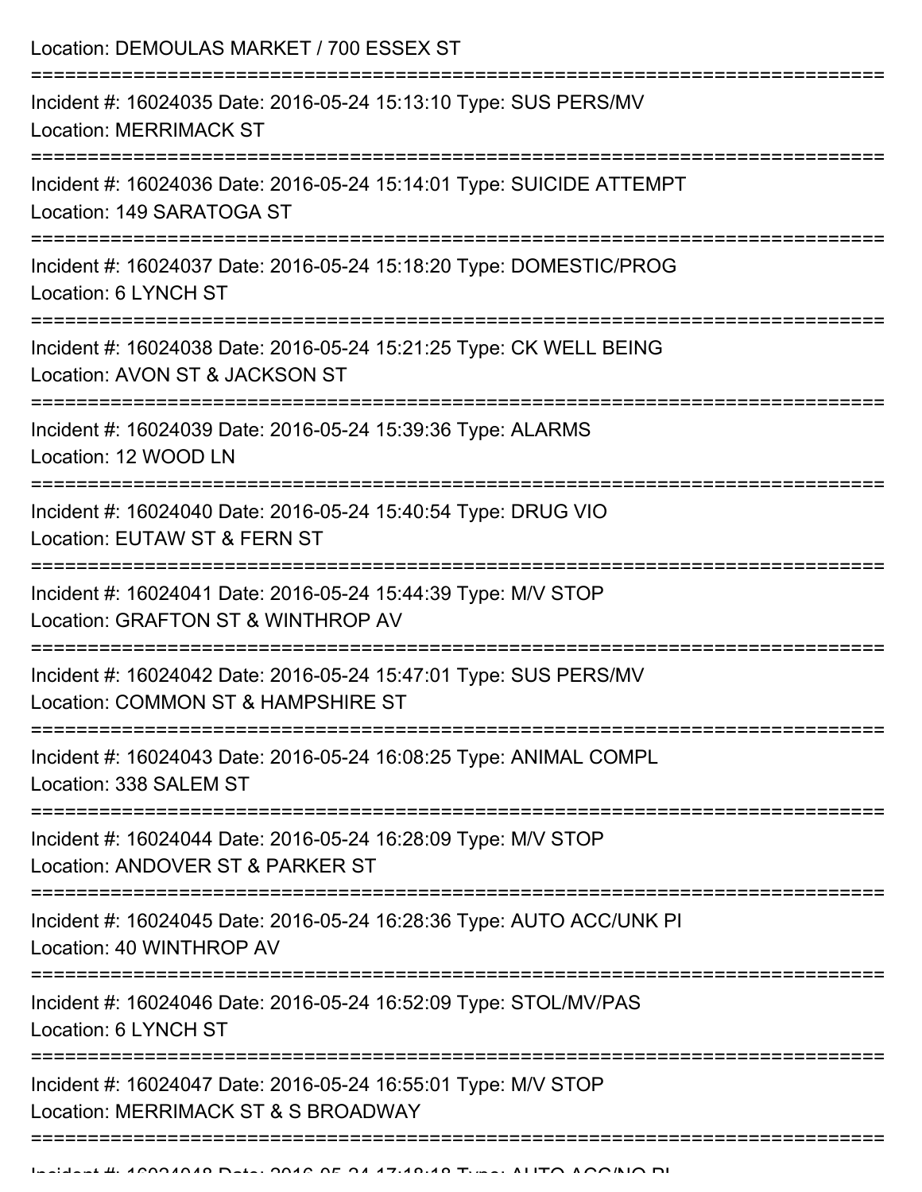Location: DEMOULAS MARKET / 700 ESSEX ST

===========================================================================

Incident #: 16024035 Date: 2016-05-24 15:13:10 Type: SUS PERS/MV
Location: MERRIMACK ST

===========================================================================

Incident #: 16024036 Date: 2016-05-24 15:14:01 Type: SUICIDE ATTEMPT
Location: 149 SARATOGA ST

===========================================================================

Incident #: 16024037 Date: 2016-05-24 15:18:20 Type: DOMESTIC/PROG
Location: 6 LYNCH ST

===========================================================================

Incident #: 16024038 Date: 2016-05-24 15:21:25 Type: CK WELL BEING
Location: AVON ST & JACKSON ST

===========================================================================

Incident #: 16024039 Date: 2016-05-24 15:39:36 Type: ALARMS
Location: 12 WOOD LN

===========================================================================

Incident #: 16024040 Date: 2016-05-24 15:40:54 Type: DRUG VIO
Location: EUTAW ST & FERN ST

===========================================================================

Incident #: 16024041 Date: 2016-05-24 15:44:39 Type: M/V STOP
Location: GRAFTON ST & WINTHROP AV

===========================================================================

Incident #: 16024042 Date: 2016-05-24 15:47:01 Type: SUS PERS/MV
Location: COMMON ST & HAMPSHIRE ST

===========================================================================

Incident #: 16024043 Date: 2016-05-24 16:08:25 Type: ANIMAL COMPL
Location: 338 SALEM ST

===========================================================================

Incident #: 16024044 Date: 2016-05-24 16:28:09 Type: M/V STOP
Location: ANDOVER ST & PARKER ST

===========================================================================

Incident #: 16024045 Date: 2016-05-24 16:28:36 Type: AUTO ACC/UNK PI
Location: 40 WINTHROP AV

===========================================================================

Incident #: 16024046 Date: 2016-05-24 16:52:09 Type: STOL/MV/PAS
Location: 6 LYNCH ST

===========================================================================

Incident #: 16024047 Date: 2016-05-24 16:55:01 Type: M/V STOP
Location: MERRIMACK ST & S BROADWAY

===========================================================================

Incident #: 16024048 Date: 2016-05-24 17:18:18 Type: AUTO ACC/NO PI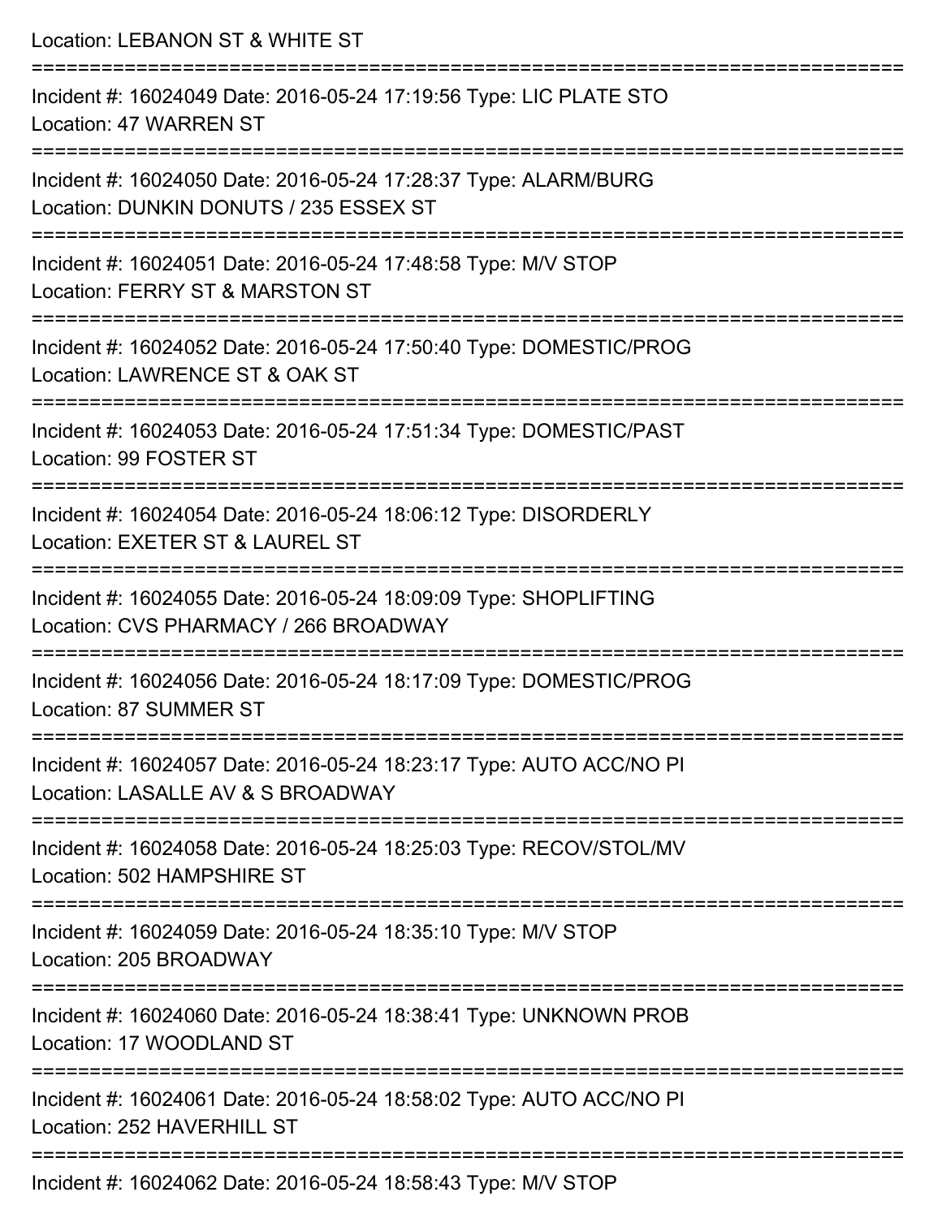Location: LEBANON ST & WHITE ST

===========================================================================

Incident #: 16024049 Date: 2016-05-24 17:19:56 Type: LIC PLATE STO
Location: 47 WARREN ST

===========================================================================

Incident #: 16024050 Date: 2016-05-24 17:28:37 Type: ALARM/BURG
Location: DUNKIN DONUTS / 235 ESSEX ST

===========================================================================

Incident #: 16024051 Date: 2016-05-24 17:48:58 Type: M/V STOP
Location: FERRY ST & MARSTON ST

===========================================================================

Incident #: 16024052 Date: 2016-05-24 17:50:40 Type: DOMESTIC/PROG
Location: LAWRENCE ST & OAK ST

===========================================================================

Incident #: 16024053 Date: 2016-05-24 17:51:34 Type: DOMESTIC/PAST
Location: 99 FOSTER ST

===========================================================================

Incident #: 16024054 Date: 2016-05-24 18:06:12 Type: DISORDERLY
Location: EXETER ST & LAUREL ST

===========================================================================

Incident #: 16024055 Date: 2016-05-24 18:09:09 Type: SHOPLIFTING
Location: CVS PHARMACY / 266 BROADWAY

===========================================================================

Incident #: 16024056 Date: 2016-05-24 18:17:09 Type: DOMESTIC/PROG
Location: 87 SUMMER ST

===========================================================================

Incident #: 16024057 Date: 2016-05-24 18:23:17 Type: AUTO ACC/NO PI
Location: LASALLE AV & S BROADWAY

===========================================================================

Incident #: 16024058 Date: 2016-05-24 18:25:03 Type: RECOV/STOL/MV
Location: 502 HAMPSHIRE ST

===========================================================================

Incident #: 16024059 Date: 2016-05-24 18:35:10 Type: M/V STOP
Location: 205 BROADWAY

===========================================================================

Incident #: 16024060 Date: 2016-05-24 18:38:41 Type: UNKNOWN PROB
Location: 17 WOODLAND ST

===========================================================================

Incident #: 16024061 Date: 2016-05-24 18:58:02 Type: AUTO ACC/NO PI
Location: 252 HAVERHILL ST

===========================================================================

Incident #: 16024062 Date: 2016-05-24 18:58:43 Type: M/V STOP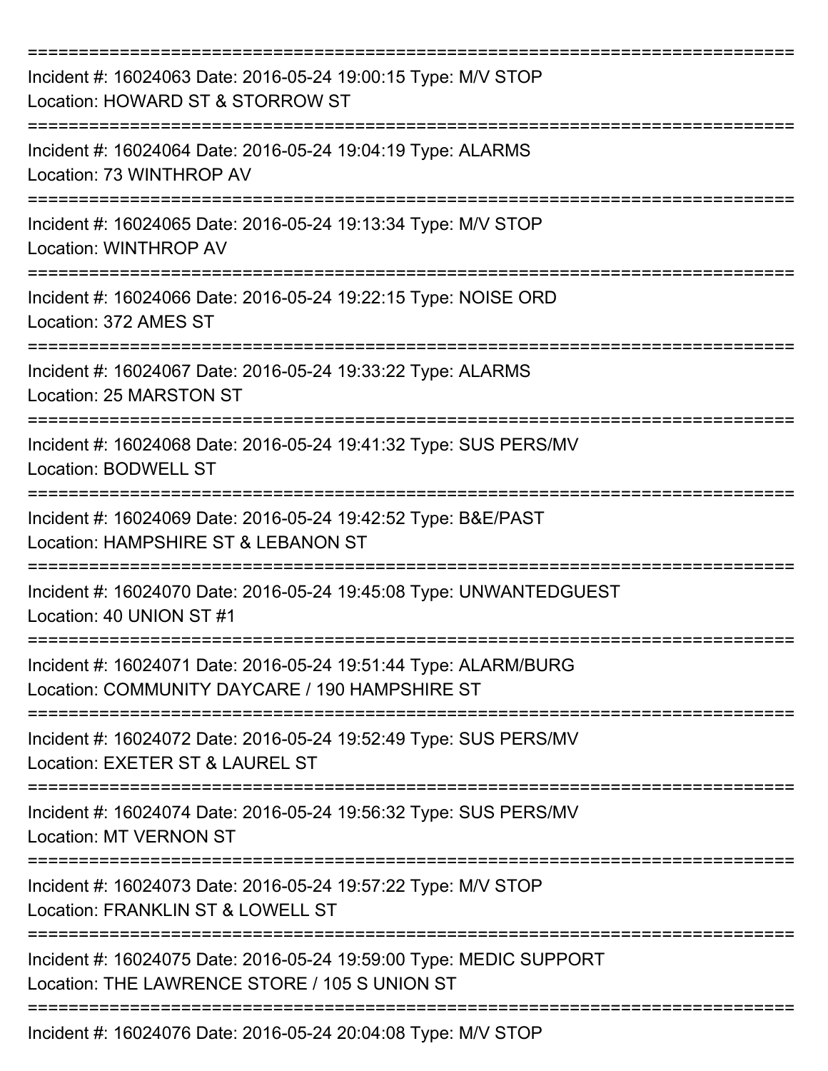===========================================================================

Incident #: 16024063 Date: 2016-05-24 19:00:15 Type: M/V STOP
Location: HOWARD ST & STORROW ST

===========================================================================

Incident #: 16024064 Date: 2016-05-24 19:04:19 Type: ALARMS
Location: 73 WINTHROP AV

===========================================================================

Incident #: 16024065 Date: 2016-05-24 19:13:34 Type: M/V STOP
Location: WINTHROP AV

===========================================================================

Incident #: 16024066 Date: 2016-05-24 19:22:15 Type: NOISE ORD
Location: 372 AMES ST

===========================================================================

Incident #: 16024067 Date: 2016-05-24 19:33:22 Type: ALARMS
Location: 25 MARSTON ST

===========================================================================

Incident #: 16024068 Date: 2016-05-24 19:41:32 Type: SUS PERS/MV
Location: BODWELL ST

===========================================================================

Incident #: 16024069 Date: 2016-05-24 19:42:52 Type: B&E/PAST
Location: HAMPSHIRE ST & LEBANON ST

===========================================================================

Incident #: 16024070 Date: 2016-05-24 19:45:08 Type: UNWANTEDGUEST
Location: 40 UNION ST #1

===========================================================================

Incident #: 16024071 Date: 2016-05-24 19:51:44 Type: ALARM/BURG
Location: COMMUNITY DAYCARE / 190 HAMPSHIRE ST

===========================================================================

Incident #: 16024072 Date: 2016-05-24 19:52:49 Type: SUS PERS/MV
Location: EXETER ST & LAUREL ST

===========================================================================

Incident #: 16024074 Date: 2016-05-24 19:56:32 Type: SUS PERS/MV
Location: MT VERNON ST

===========================================================================

Incident #: 16024073 Date: 2016-05-24 19:57:22 Type: M/V STOP
Location: FRANKLIN ST & LOWELL ST

===========================================================================

Incident #: 16024075 Date: 2016-05-24 19:59:00 Type: MEDIC SUPPORT
Location: THE LAWRENCE STORE / 105 S UNION ST

===========================================================================

Incident #: 16024076 Date: 2016-05-24 20:04:08 Type: M/V STOP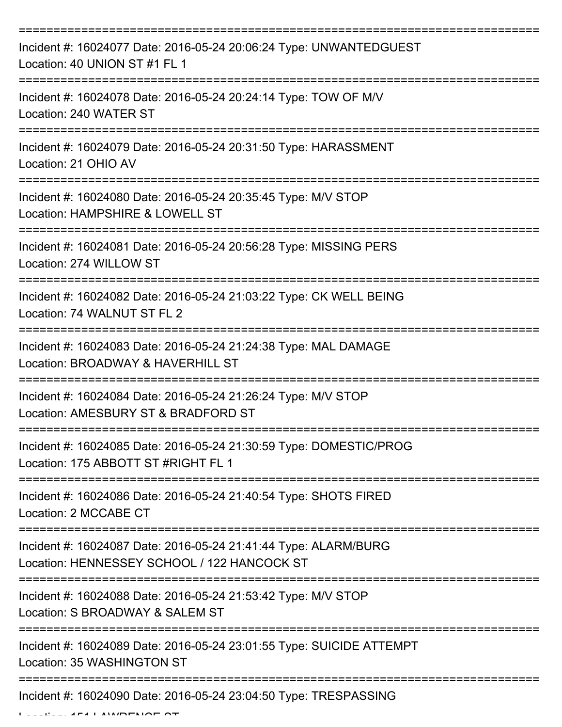===========================================================================
Incident #: 16024077 Date: 2016-05-24 20:06:24 Type: UNWANTEDGUEST
Location: 40 UNION ST #1 FL 1
===========================================================================
Incident #: 16024078 Date: 2016-05-24 20:24:14 Type: TOW OF M/V
Location: 240 WATER ST
===========================================================================
Incident #: 16024079 Date: 2016-05-24 20:31:50 Type: HARASSMENT
Location: 21 OHIO AV
===========================================================================
Incident #: 16024080 Date: 2016-05-24 20:35:45 Type: M/V STOP
Location: HAMPSHIRE & LOWELL ST
===========================================================================
Incident #: 16024081 Date: 2016-05-24 20:56:28 Type: MISSING PERS
Location: 274 WILLOW ST
===========================================================================
Incident #: 16024082 Date: 2016-05-24 21:03:22 Type: CK WELL BEING
Location: 74 WALNUT ST FL 2
===========================================================================
Incident #: 16024083 Date: 2016-05-24 21:24:38 Type: MAL DAMAGE
Location: BROADWAY & HAVERHILL ST
===========================================================================
Incident #: 16024084 Date: 2016-05-24 21:26:24 Type: M/V STOP
Location: AMESBURY ST & BRADFORD ST
===========================================================================
Incident #: 16024085 Date: 2016-05-24 21:30:59 Type: DOMESTIC/PROG
Location: 175 ABBOTT ST #RIGHT FL 1
===========================================================================
Incident #: 16024086 Date: 2016-05-24 21:40:54 Type: SHOTS FIRED
Location: 2 MCCABE CT
===========================================================================
Incident #: 16024087 Date: 2016-05-24 21:41:44 Type: ALARM/BURG
Location: HENNESSEY SCHOOL / 122 HANCOCK ST
===========================================================================
Incident #: 16024088 Date: 2016-05-24 21:53:42 Type: M/V STOP
Location: S BROADWAY & SALEM ST
===========================================================================
Incident #: 16024089 Date: 2016-05-24 23:01:55 Type: SUICIDE ATTEMPT
Location: 35 WASHINGTON ST
===========================================================================
Incident #: 16024090 Date: 2016-05-24 23:04:50 Type: TRESPASSING
Location: 151 LAWRENCE ST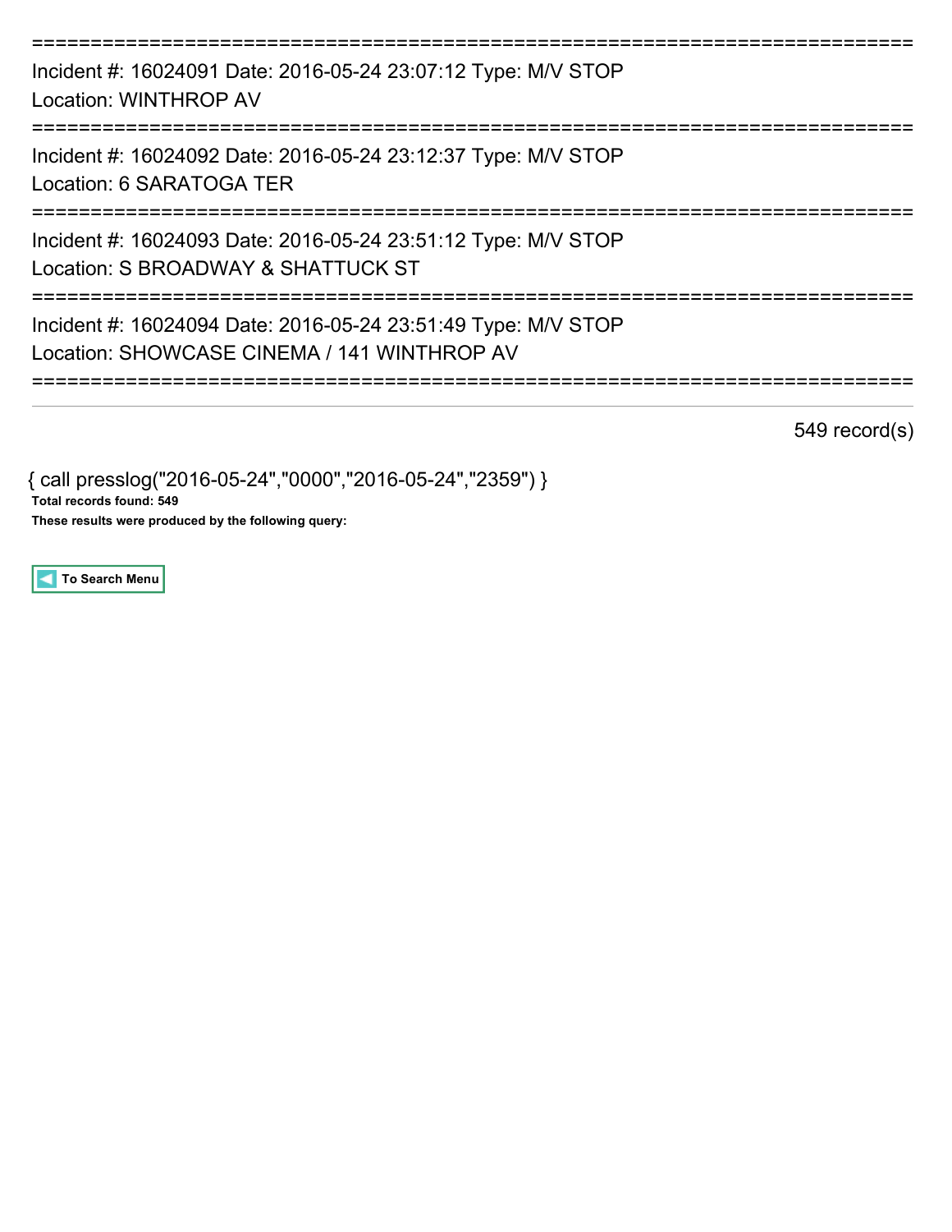===========================================================================

Incident #: 16024091 Date: 2016-05-24 23:07:12 Type: M/V STOP

Location: WINTHROP AV

===========================================================================

Incident #: 16024092 Date: 2016-05-24 23:12:37 Type: M/V STOP

Location: 6 SARATOGA TER

===========================================================================

Incident #: 16024093 Date: 2016-05-24 23:51:12 Type: M/V STOP

Location: S BROADWAY & SHATTUCK ST

===========================================================================

Incident #: 16024094 Date: 2016-05-24 23:51:49 Type: M/V STOP

Location: SHOWCASE CINEMA / 141 WINTHROP AV

===========================================================================

549 record(s)

{ call presslog("2016-05-24","0000","2016-05-24","2359") }

**Total records found: 549**

**These results were produced by the following query:**

To Search Menu